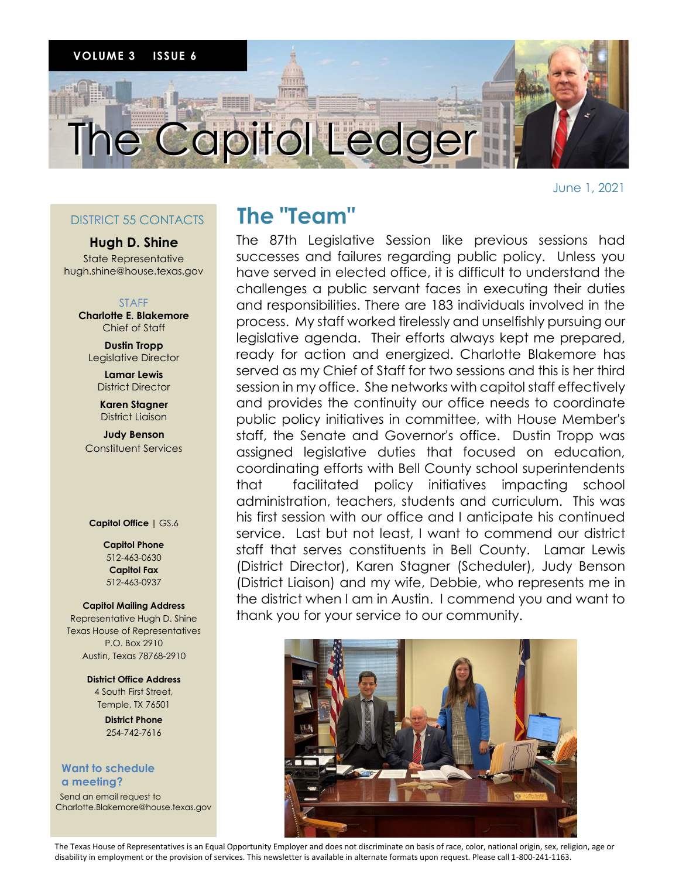VOLUME 3 ISSUE 6

# The Capitol Ledger

June 1, 2021

## The "Team"

The 87th Legislative Session like previous sessions had successes and failures regarding public policy. Unless you have served in elected office, it is difficult to understand the challenges a public servant faces in executing their duties and responsibilities. There are 183 individuals involved in the process. My staff worked tirelessly and unselfishly pursuing our legislative agenda. Their efforts always kept me prepared, ready for action and energized. Charlotte Blakemore has served as my Chief of Staff for two sessions and this is her third session in my office. She networks with capitol staff effectively and provides the continuity our office needs to coordinate public policy initiatives in committee, with House Member's staff, the Senate and Governor's office. Dustin Tropp was assigned legislative duties that focused on education, coordinating efforts with Bell County school superintendents that facilitated policy initiatives impacting school administration, teachers, students and curriculum. This was his first session with our office and I anticipate his continued service. Last but not least, I want to commend our district staff that serves constituents in Bell County. Lamar Lewis (District Director), Karen Stagner (Scheduler), Judy Benson (District Liaison) and my wife, Debbie, who represents me in the district when I am in Austin. I commend you and want to thank you for your service to our community.

### DISTRICT 55 CONTACTS

**Hugh D. Shine**
State Representative
hugh.shine@house.texas.gov

STAFF

**Charlotte E. Blakemore**
Chief of Staff

**Dustin Tropp**
Legislative Director

**Lamar Lewis**
District Director

**Karen Stagner**
District Liaison

**Judy Benson**
Constituent Services

**Capitol Office** | GS.6

**Capitol Phone**
512-463-0630

**Capitol Fax**
512-463-0937

**Capitol Mailing Address**
Representative Hugh D. Shine
Texas House of Representatives
P.O. Box 2910
Austin, Texas 78768-2910

**District Office Address**
4 South First Street,
Temple, TX 76501

**District Phone**
254-742-7616

**Want to schedule a meeting?**

Send an email request to
Charlotte.Blakemore@house.texas.gov

The Texas House of Representatives is an Equal Opportunity Employer and does not discriminate on basis of race, color, national origin, sex, religion, age or disability in employment or the provision of services. This newsletter is available in alternate formats upon request. Please call 1-800-241-1163.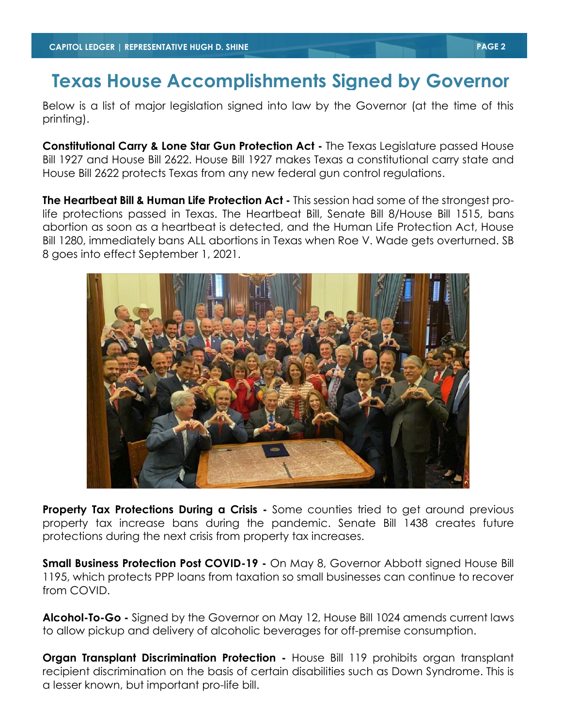# Texas House Accomplishments Signed by Governor

Below is a list of major legislation signed into law by the Governor (at the time of this printing).

**Constitutional Carry & Lone Star Gun Protection Act -** The Texas Legislature passed House Bill 1927 and House Bill 2622. House Bill 1927 makes Texas a constitutional carry state and House Bill 2622 protects Texas from any new federal gun control regulations.

**The Heartbeat Bill & Human Life Protection Act -** This session had some of the strongest pro-life protections passed in Texas. The Heartbeat Bill, Senate Bill 8/House Bill 1515, bans abortion as soon as a heartbeat is detected, and the Human Life Protection Act, House Bill 1280, immediately bans ALL abortions in Texas when Roe V. Wade gets overturned. SB 8 goes into effect September 1, 2021.

**Property Tax Protections During a Crisis -** Some counties tried to get around previous property tax increase bans during the pandemic. Senate Bill 1438 creates future protections during the next crisis from property tax increases.

**Small Business Protection Post COVID-19 -** On May 8, Governor Abbott signed House Bill 1195, which protects PPP loans from taxation so small businesses can continue to recover from COVID.

**Alcohol-To-Go -** Signed by the Governor on May 12, House Bill 1024 amends current laws to allow pickup and delivery of alcoholic beverages for off-premise consumption.

**Organ Transplant Discrimination Protection -** House Bill 119 prohibits organ transplant recipient discrimination on the basis of certain disabilities such as Down Syndrome. This is a lesser known, but important pro-life bill.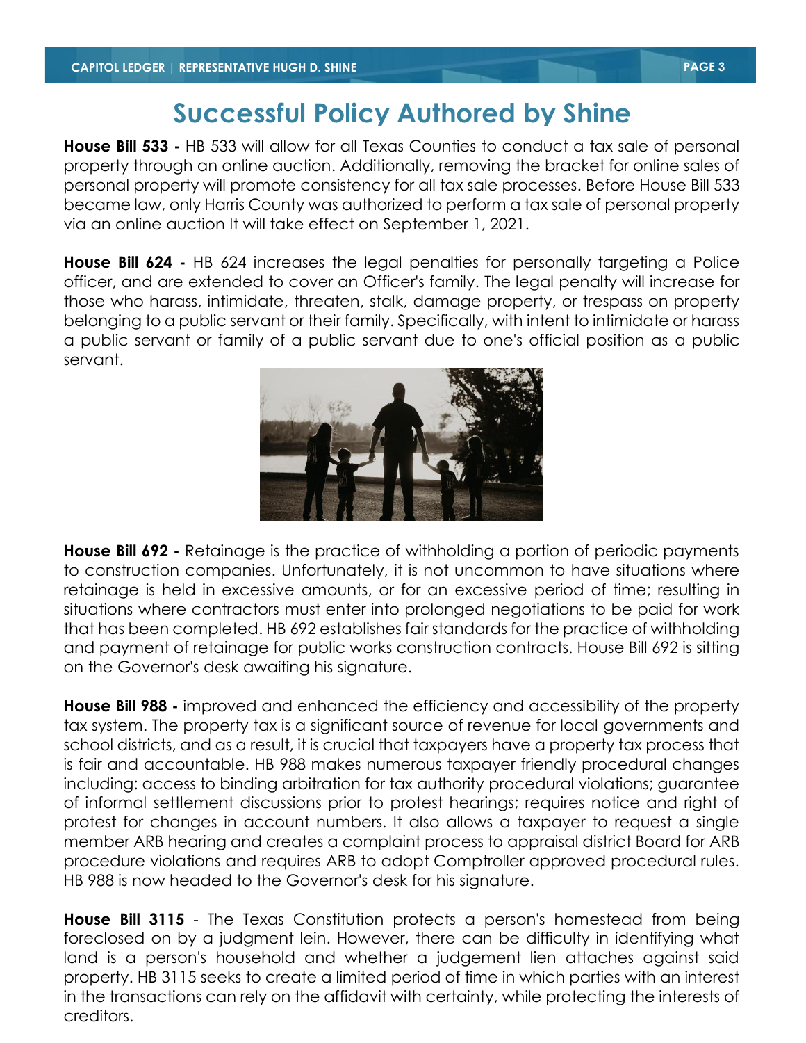# Successful Policy Authored by Shine

**House Bill 533 -** HB 533 will allow for all Texas Counties to conduct a tax sale of personal property through an online auction. Additionally, removing the bracket for online sales of personal property will promote consistency for all tax sale processes. Before House Bill 533 became law, only Harris County was authorized to perform a tax sale of personal property via an online auction It will take effect on September 1, 2021.

**House Bill 624 -** HB 624 increases the legal penalties for personally targeting a Police officer, and are extended to cover an Officer's family. The legal penalty will increase for those who harass, intimidate, threaten, stalk, damage property, or trespass on property belonging to a public servant or their family. Specifically, with intent to intimidate or harass a public servant or family of a public servant due to one's official position as a public servant.

**House Bill 692 -** Retainage is the practice of withholding a portion of periodic payments to construction companies. Unfortunately, it is not uncommon to have situations where retainage is held in excessive amounts, or for an excessive period of time; resulting in situations where contractors must enter into prolonged negotiations to be paid for work that has been completed. HB 692 establishes fair standards for the practice of withholding and payment of retainage for public works construction contracts. House Bill 692 is sitting on the Governor's desk awaiting his signature.

**House Bill 988 -** improved and enhanced the efficiency and accessibility of the property tax system. The property tax is a significant source of revenue for local governments and school districts, and as a result, it is crucial that taxpayers have a property tax process that is fair and accountable. HB 988 makes numerous taxpayer friendly procedural changes including: access to binding arbitration for tax authority procedural violations; guarantee of informal settlement discussions prior to protest hearings; requires notice and right of protest for changes in account numbers. It also allows a taxpayer to request a single member ARB hearing and creates a complaint process to appraisal district Board for ARB procedure violations and requires ARB to adopt Comptroller approved procedural rules. HB 988 is now headed to the Governor's desk for his signature.

**House Bill 3115** - The Texas Constitution protects a person's homestead from being foreclosed on by a judgment lein. However, there can be difficulty in identifying what land is a person's household and whether a judgement lien attaches against said property. HB 3115 seeks to create a limited period of time in which parties with an interest in the transactions can rely on the affidavit with certainty, while protecting the interests of creditors.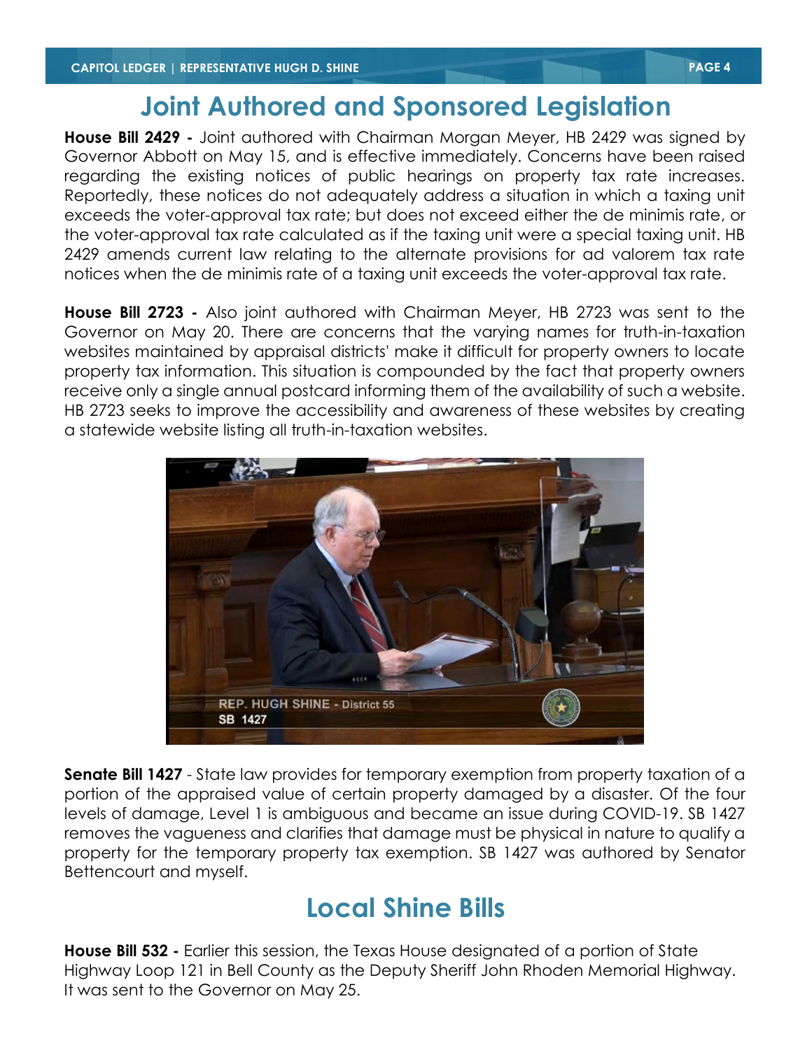# Joint Authored and Sponsored Legislation

**House Bill 2429 -** Joint authored with Chairman Morgan Meyer, HB 2429 was signed by Governor Abbott on May 15, and is effective immediately. Concerns have been raised regarding the existing notices of public hearings on property tax rate increases. Reportedly, these notices do not adequately address a situation in which a taxing unit exceeds the voter-approval tax rate; but does not exceed either the de minimis rate, or the voter-approval tax rate calculated as if the taxing unit were a special taxing unit. HB 2429 amends current law relating to the alternate provisions for ad valorem tax rate notices when the de minimis rate of a taxing unit exceeds the voter-approval tax rate.

**House Bill 2723 -** Also joint authored with Chairman Meyer, HB 2723 was sent to the Governor on May 20. There are concerns that the varying names for truth-in-taxation websites maintained by appraisal districts' make it difficult for property owners to locate property tax information. This situation is compounded by the fact that property owners receive only a single annual postcard informing them of the availability of such a website. HB 2723 seeks to improve the accessibility and awareness of these websites by creating a statewide website listing all truth-in-taxation websites.

**Senate Bill 1427** - State law provides for temporary exemption from property taxation of a portion of the appraised value of certain property damaged by a disaster. Of the four levels of damage, Level 1 is ambiguous and became an issue during COVID-19. SB 1427 removes the vagueness and clarifies that damage must be physical in nature to qualify a property for the temporary property tax exemption. SB 1427 was authored by Senator Bettencourt and myself.

# Local Shine Bills

**House Bill 532 -** Earlier this session, the Texas House designated of a portion of State Highway Loop 121 in Bell County as the Deputy Sheriff John Rhoden Memorial Highway. It was sent to the Governor on May 25.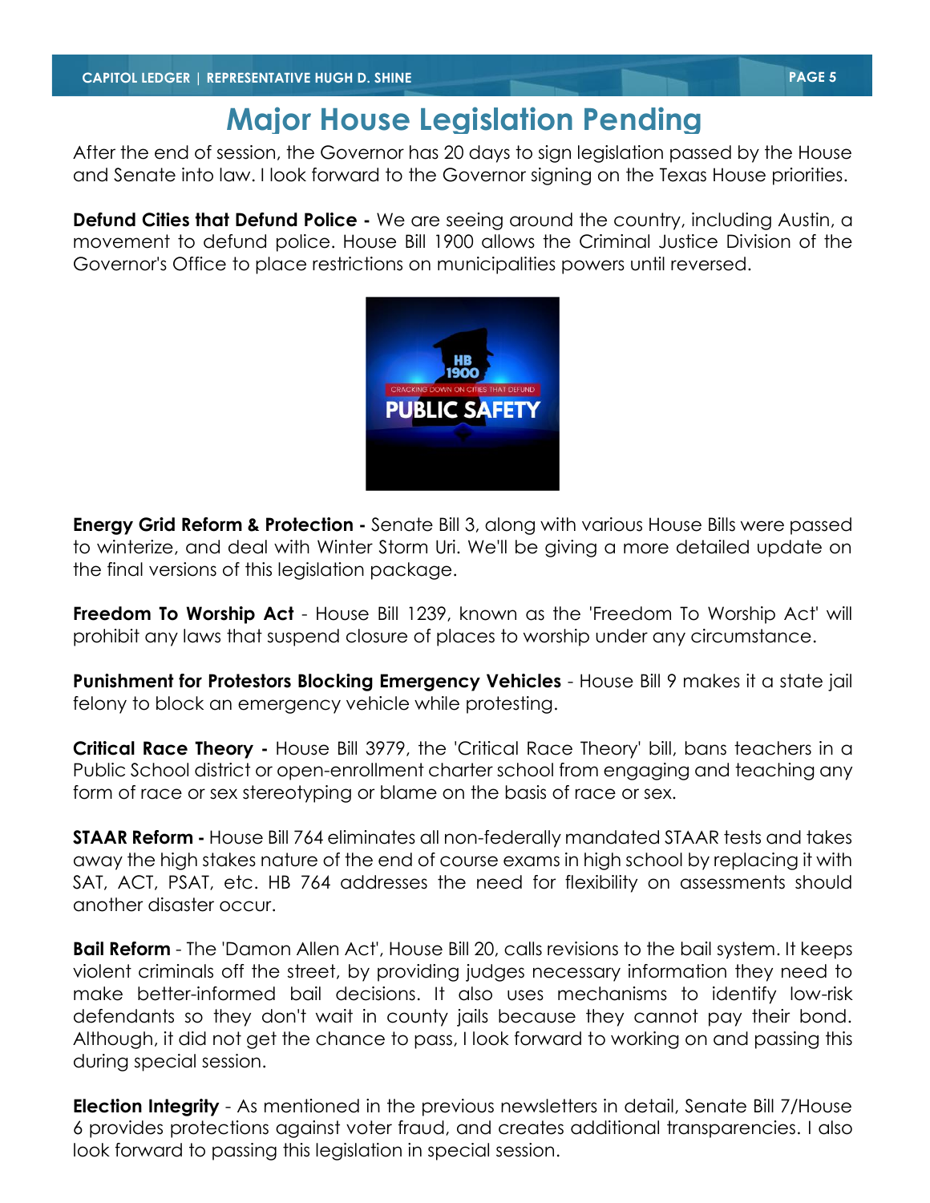# Major House Legislation Pending

After the end of session, the Governor has 20 days to sign legislation passed by the House and Senate into law. I look forward to the Governor signing on the Texas House priorities.

**Defund Cities that Defund Police -** We are seeing around the country, including Austin, a movement to defund police. House Bill 1900 allows the Criminal Justice Division of the Governor's Office to place restrictions on municipalities powers until reversed.

HB 1900

CRACKING DOWN ON CITIES THAT DEFUND

PUBLIC SAFETY

**Energy Grid Reform & Protection -** Senate Bill 3, along with various House Bills were passed to winterize, and deal with Winter Storm Uri. We'll be giving a more detailed update on the final versions of this legislation package.

**Freedom To Worship Act** - House Bill 1239, known as the 'Freedom To Worship Act' will prohibit any laws that suspend closure of places to worship under any circumstance.

**Punishment for Protestors Blocking Emergency Vehicles** - House Bill 9 makes it a state jail felony to block an emergency vehicle while protesting.

**Critical Race Theory -** House Bill 3979, the 'Critical Race Theory' bill, bans teachers in a Public School district or open-enrollment charter school from engaging and teaching any form of race or sex stereotyping or blame on the basis of race or sex.

**STAAR Reform -** House Bill 764 eliminates all non-federally mandated STAAR tests and takes away the high stakes nature of the end of course exams in high school by replacing it with SAT, ACT, PSAT, etc. HB 764 addresses the need for flexibility on assessments should another disaster occur.

**Bail Reform** - The 'Damon Allen Act', House Bill 20, calls revisions to the bail system. It keeps violent criminals off the street, by providing judges necessary information they need to make better-informed bail decisions. It also uses mechanisms to identify low-risk defendants so they don't wait in county jails because they cannot pay their bond. Although, it did not get the chance to pass, I look forward to working on and passing this during special session.

**Election Integrity** - As mentioned in the previous newsletters in detail, Senate Bill 7/House 6 provides protections against voter fraud, and creates additional transparencies. I also look forward to passing this legislation in special session.